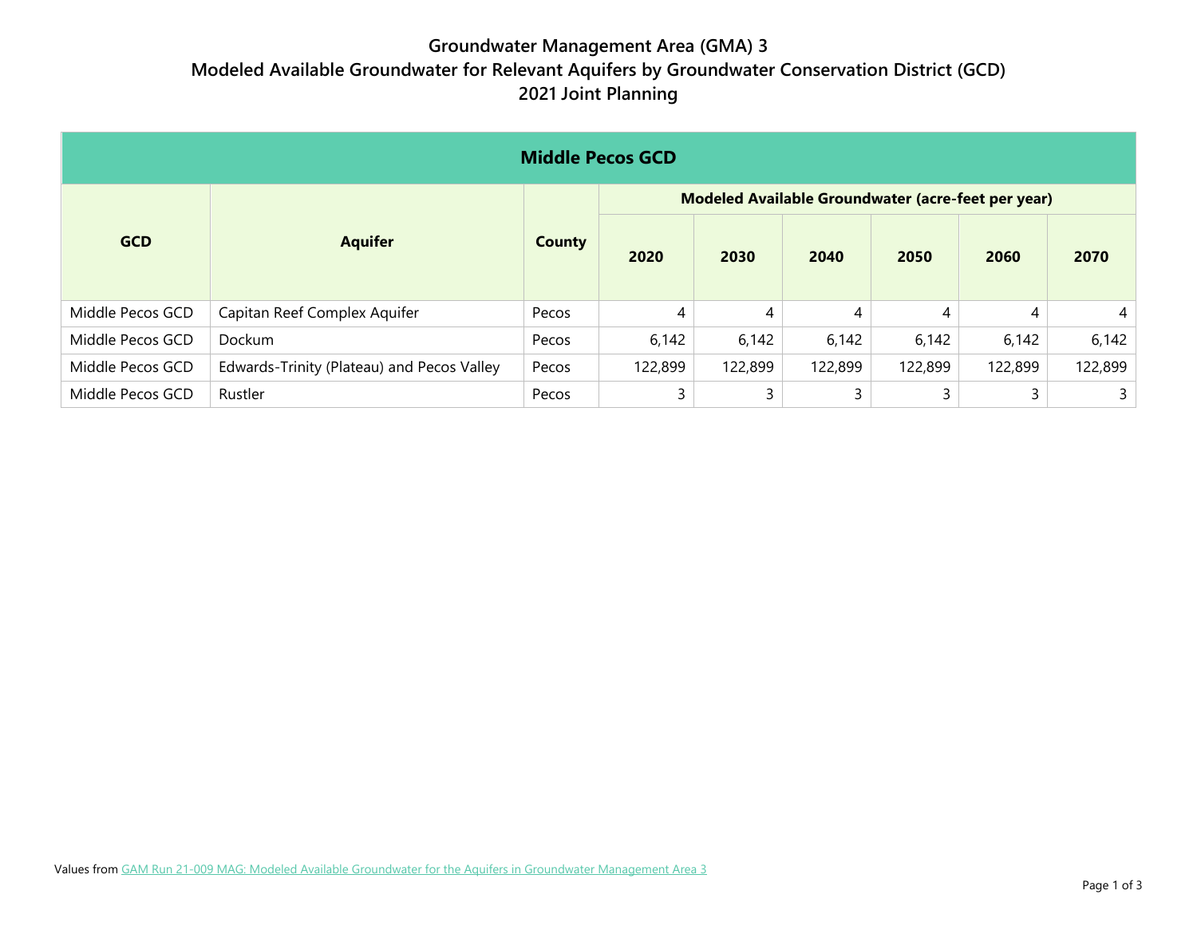# Groundwater Management Area (GMA) 3
# Modeled Available Groundwater for Relevant Aquifers by Groundwater Conservation District (GCD)
# 2021 Joint Planning

| Middle Pecos GCD | | | | | | | | |
|---|---|---|---|---|---|---|---|---|
| GCD | Aquifer | County | Modeled Available Groundwater (acre-feet per year) | | | | | |
| | | | 2020 | 2030 | 2040 | 2050 | 2060 | 2070 |
| Middle Pecos GCD | Capitan Reef Complex Aquifer | Pecos | 4 | 4 | 4 | 4 | 4 | 4 |
| Middle Pecos GCD | Dockum | Pecos | 6,142 | 6,142 | 6,142 | 6,142 | 6,142 | 6,142 |
| Middle Pecos GCD | Edwards-Trinity (Plateau) and Pecos Valley | Pecos | 122,899 | 122,899 | 122,899 | 122,899 | 122,899 | 122,899 |
| Middle Pecos GCD | Rustler | Pecos | 3 | 3 | 3 | 3 | 3 | 3 |

Values from GAM Run 21-009 MAG: Modeled Available Groundwater for the Aquifers in Groundwater Management Area 3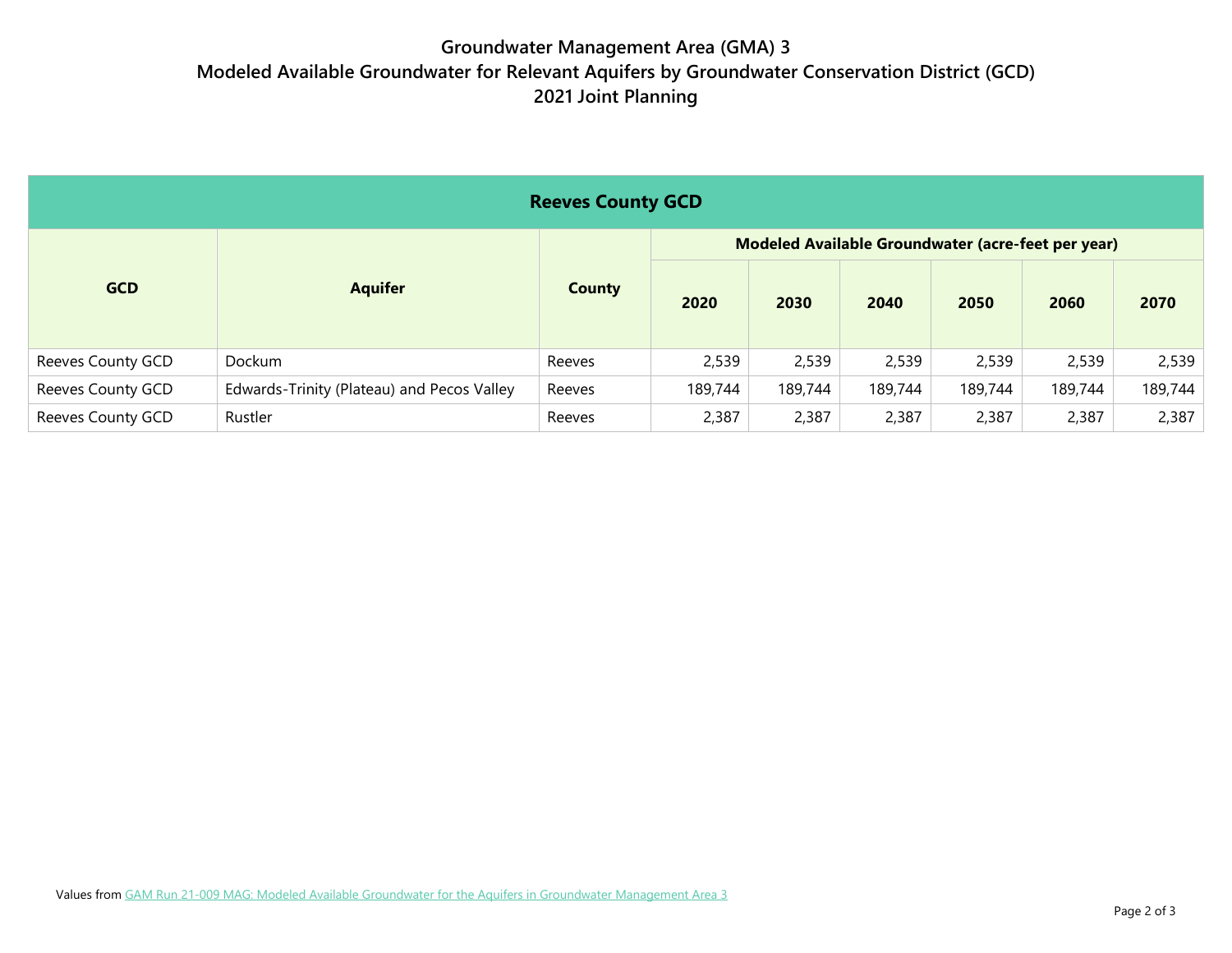# Groundwater Management Area (GMA) 3
## Modeled Available Groundwater for Relevant Aquifers by Groundwater Conservation District (GCD)
## 2021 Joint Planning

| Reeves County GCD | | | | | | | | |
|---|---|---|---|---|---|---|---|---|
| GCD | Aquifer | County | Modeled Available Groundwater (acre-feet per year) | | | | | |
| | | | 2020 | 2030 | 2040 | 2050 | 2060 | 2070 |
| Reeves County GCD | Dockum | Reeves | 2,539 | 2,539 | 2,539 | 2,539 | 2,539 | 2,539 |
| Reeves County GCD | Edwards-Trinity (Plateau) and Pecos Valley | Reeves | 189,744 | 189,744 | 189,744 | 189,744 | 189,744 | 189,744 |
| Reeves County GCD | Rustler | Reeves | 2,387 | 2,387 | 2,387 | 2,387 | 2,387 | 2,387 |

Values from GAM Run 21-009 MAG: Modeled Available Groundwater for the Aquifers in Groundwater Management Area 3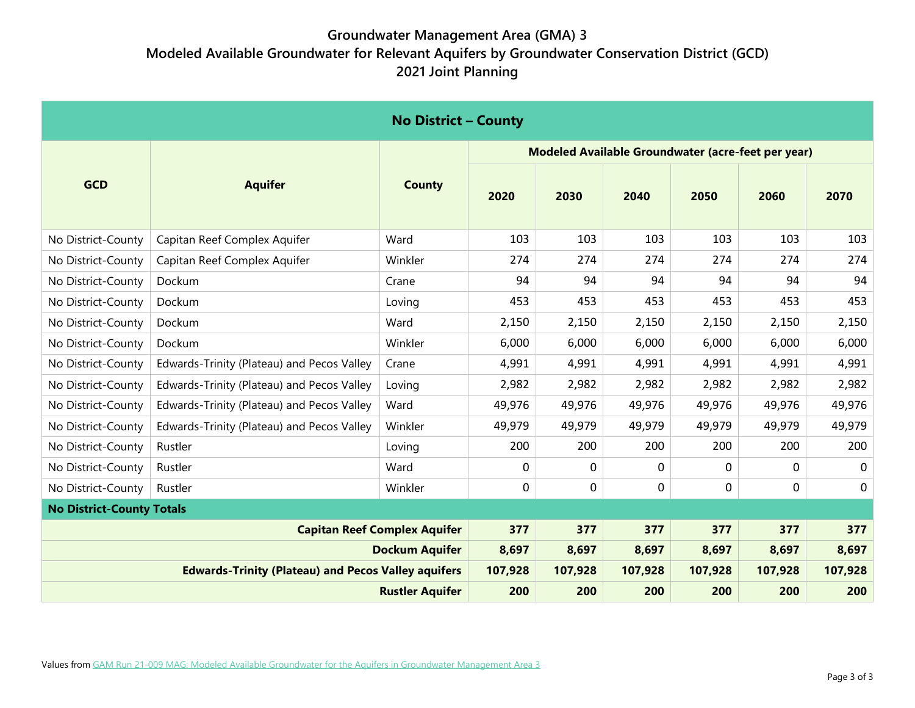# Groundwater Management Area (GMA) 3
## Modeled Available Groundwater for Relevant Aquifers by Groundwater Conservation District (GCD)
## 2021 Joint Planning

| No District – County | | | | | | | | |
|---|---|---|---|---|---|---|---|---|
| **GCD** | **Aquifer** | **County** | **Modeled Available Groundwater (acre-feet per year)** | | | | | |
| | | | **2020** | **2030** | **2040** | **2050** | **2060** | **2070** |
| No District-County | Capitan Reef Complex Aquifer | Ward | 103 | 103 | 103 | 103 | 103 | 103 |
| No District-County | Capitan Reef Complex Aquifer | Winkler | 274 | 274 | 274 | 274 | 274 | 274 |
| No District-County | Dockum | Crane | 94 | 94 | 94 | 94 | 94 | 94 |
| No District-County | Dockum | Loving | 453 | 453 | 453 | 453 | 453 | 453 |
| No District-County | Dockum | Ward | 2,150 | 2,150 | 2,150 | 2,150 | 2,150 | 2,150 |
| No District-County | Dockum | Winkler | 6,000 | 6,000 | 6,000 | 6,000 | 6,000 | 6,000 |
| No District-County | Edwards-Trinity (Plateau) and Pecos Valley | Crane | 4,991 | 4,991 | 4,991 | 4,991 | 4,991 | 4,991 |
| No District-County | Edwards-Trinity (Plateau) and Pecos Valley | Loving | 2,982 | 2,982 | 2,982 | 2,982 | 2,982 | 2,982 |
| No District-County | Edwards-Trinity (Plateau) and Pecos Valley | Ward | 49,976 | 49,976 | 49,976 | 49,976 | 49,976 | 49,976 |
| No District-County | Edwards-Trinity (Plateau) and Pecos Valley | Winkler | 49,979 | 49,979 | 49,979 | 49,979 | 49,979 | 49,979 |
| No District-County | Rustler | Loving | 200 | 200 | 200 | 200 | 200 | 200 |
| No District-County | Rustler | Ward | 0 | 0 | 0 | 0 | 0 | 0 |
| No District-County | Rustler | Winkler | 0 | 0 | 0 | 0 | 0 | 0 |
| **No District-County Totals** | | | | | | | | |
| | | **Capitan Reef Complex Aquifer** | **377** | **377** | **377** | **377** | **377** | **377** |
| | | **Dockum Aquifer** | **8,697** | **8,697** | **8,697** | **8,697** | **8,697** | **8,697** |
| | | **Edwards-Trinity (Plateau) and Pecos Valley aquifers** | **107,928** | **107,928** | **107,928** | **107,928** | **107,928** | **107,928** |
| | | **Rustler Aquifer** | **200** | **200** | **200** | **200** | **200** | **200** |

Values from GAM Run 21-009 MAG: Modeled Available Groundwater for the Aquifers in Groundwater Management Area 3